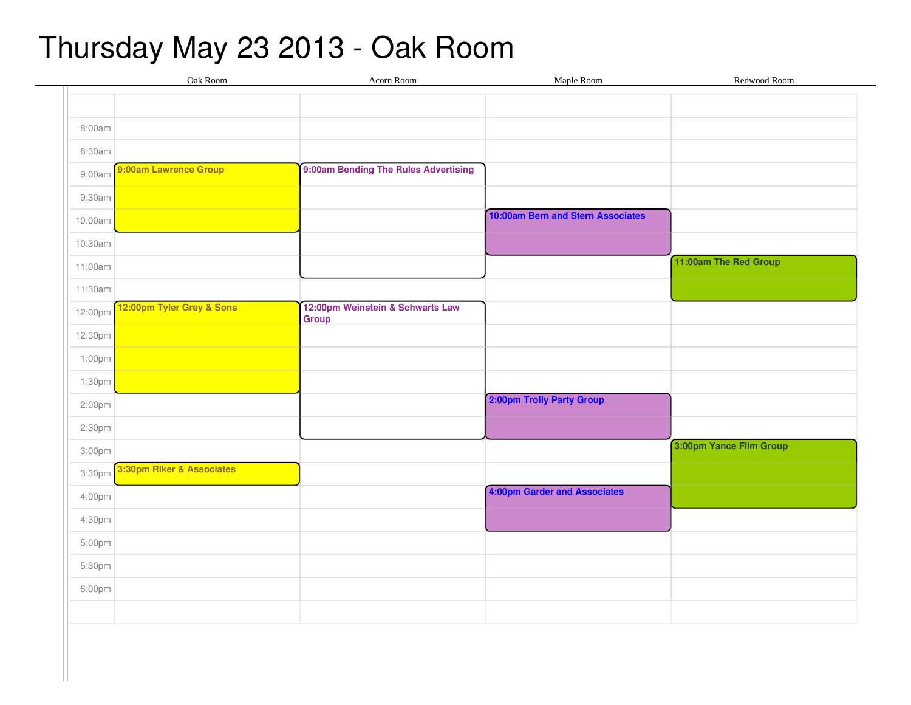# Thursday May 23 2013 - Oak Room

| | Oak Room | Acorn Room | Maple Room | Redwood Room |
|---|---|---|---|---|
| 8:00am | | | | |
| 8:30am | | | | |
| 9:00am | 9:00am Lawrence Group | 9:00am Bending The Rules Advertising | | |
| 9:30am | | | | |
| 10:00am | | | 10:00am Bern and Stern Associates | |
| 10:30am | | | | |
| 11:00am | | | | 11:00am The Red Group |
| 11:30am | | | | |
| 12:00pm | 12:00pm Tyler Grey & Sons | 12:00pm Weinstein & Schwarts Law Group | | |
| 12:30pm | | | | |
| 1:00pm | | | | |
| 1:30pm | | | | |
| 2:00pm | | | 2:00pm Trolly Party Group | |
| 2:30pm | | | | |
| 3:00pm | | | | 3:00pm Yance Film Group |
| 3:30pm | 3:30pm Riker & Associates | | | |
| 4:00pm | | | 4:00pm Garder and Associates | |
| 4:30pm | | | | |
| 5:00pm | | | | |
| 5:30pm | | | | |
| 6:00pm | | | | |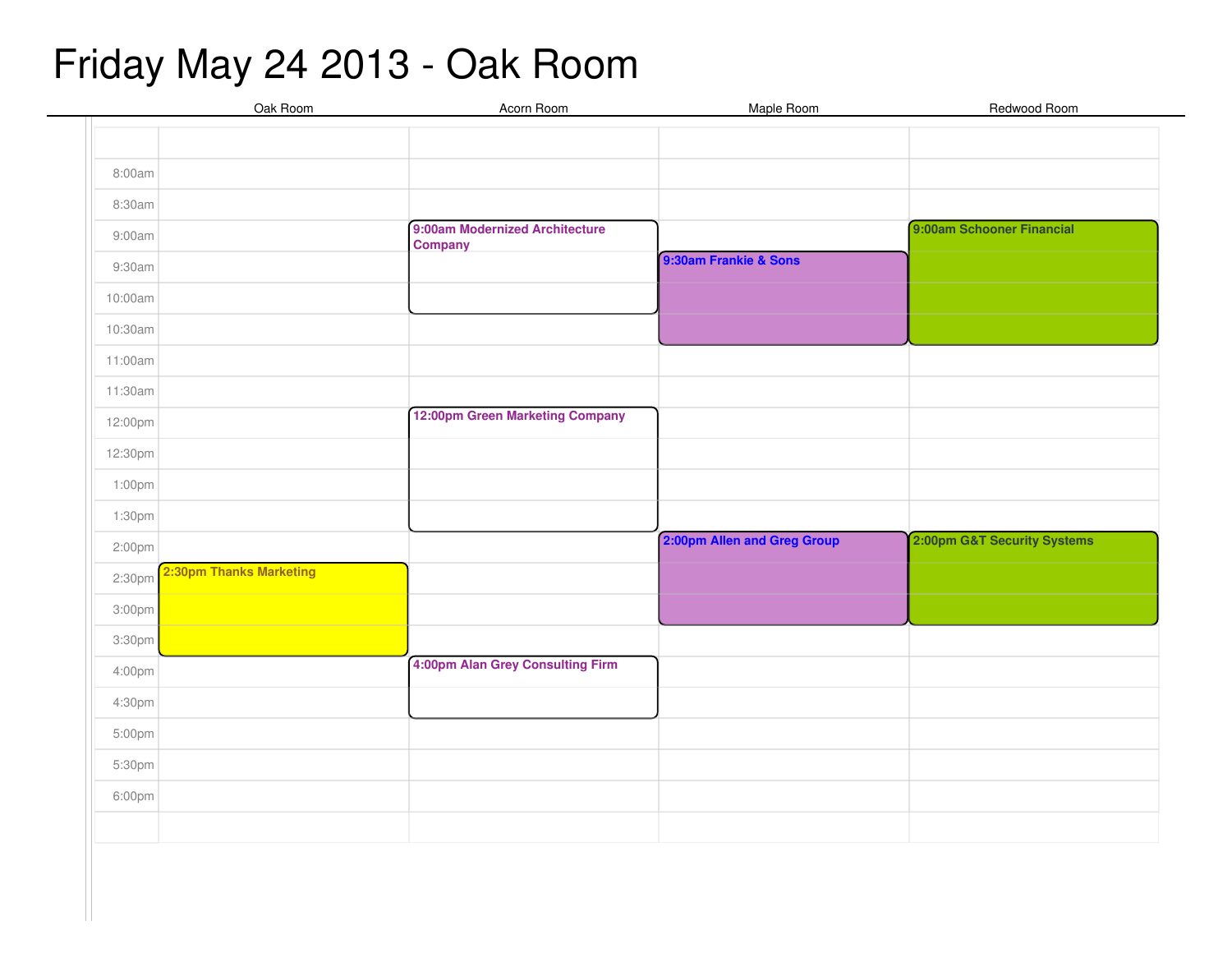# Friday May 24 2013 - Oak Room

| | Oak Room | Acorn Room | Maple Room | Redwood Room |
|---|---|---|---|---|
| 8:00am | | | | |
| 8:30am | | | | |
| 9:00am | | 9:00am Modernized Architecture Company | | 9:00am Schooner Financial |
| 9:30am | | | 9:30am Frankie & Sons | |
| 10:00am | | | | |
| 10:30am | | | | |
| 11:00am | | | | |
| 11:30am | | | | |
| 12:00pm | | 12:00pm Green Marketing Company | | |
| 12:30pm | | | | |
| 1:00pm | | | | |
| 1:30pm | | | | |
| 2:00pm | | | 2:00pm Allen and Greg Group | 2:00pm G&T Security Systems |
| 2:30pm | 2:30pm Thanks Marketing | | | |
| 3:00pm | | | | |
| 3:30pm | | | | |
| 4:00pm | | 4:00pm Alan Grey Consulting Firm | | |
| 4:30pm | | | | |
| 5:00pm | | | | |
| 5:30pm | | | | |
| 6:00pm | | | | |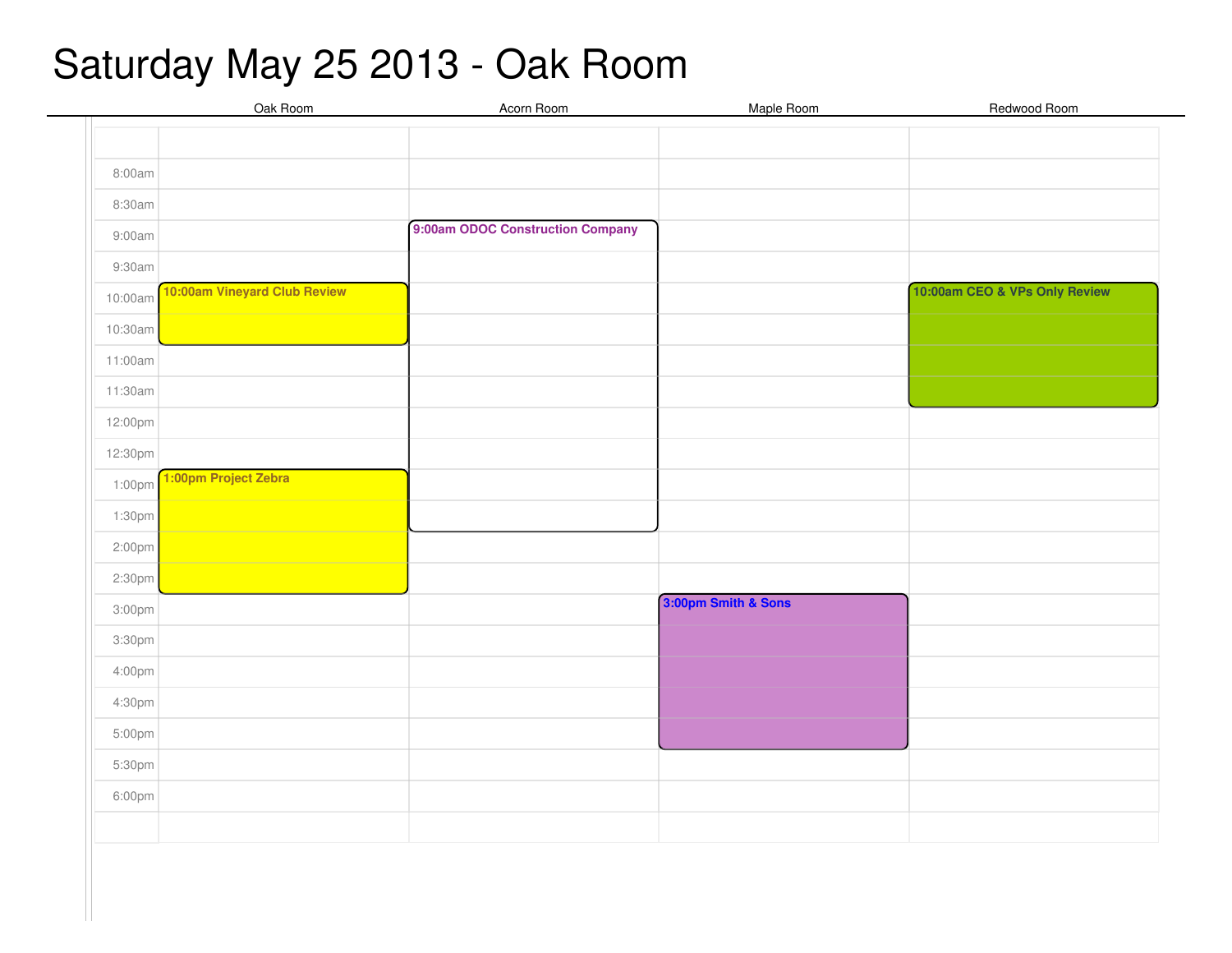# Saturday May 25 2013 - Oak Room

| | Oak Room | Acorn Room | Maple Room | Redwood Room |
|---|---|---|---|---|
| 8:00am | | | | |
| 8:30am | | | | |
| 9:00am | | 9:00am ODOC Construction Company | | |
| 9:30am | | | | |
| 10:00am | 10:00am Vineyard Club Review | | | 10:00am CEO & VPs Only Review |
| 10:30am | | | | |
| 11:00am | | | | |
| 11:30am | | | | |
| 12:00pm | | | | |
| 12:30pm | | | | |
| 1:00pm | 1:00pm Project Zebra | | | |
| 1:30pm | | | | |
| 2:00pm | | | | |
| 2:30pm | | | | |
| 3:00pm | | | 3:00pm Smith & Sons | |
| 3:30pm | | | | |
| 4:00pm | | | | |
| 4:30pm | | | | |
| 5:00pm | | | | |
| 5:30pm | | | | |
| 6:00pm | | | | |